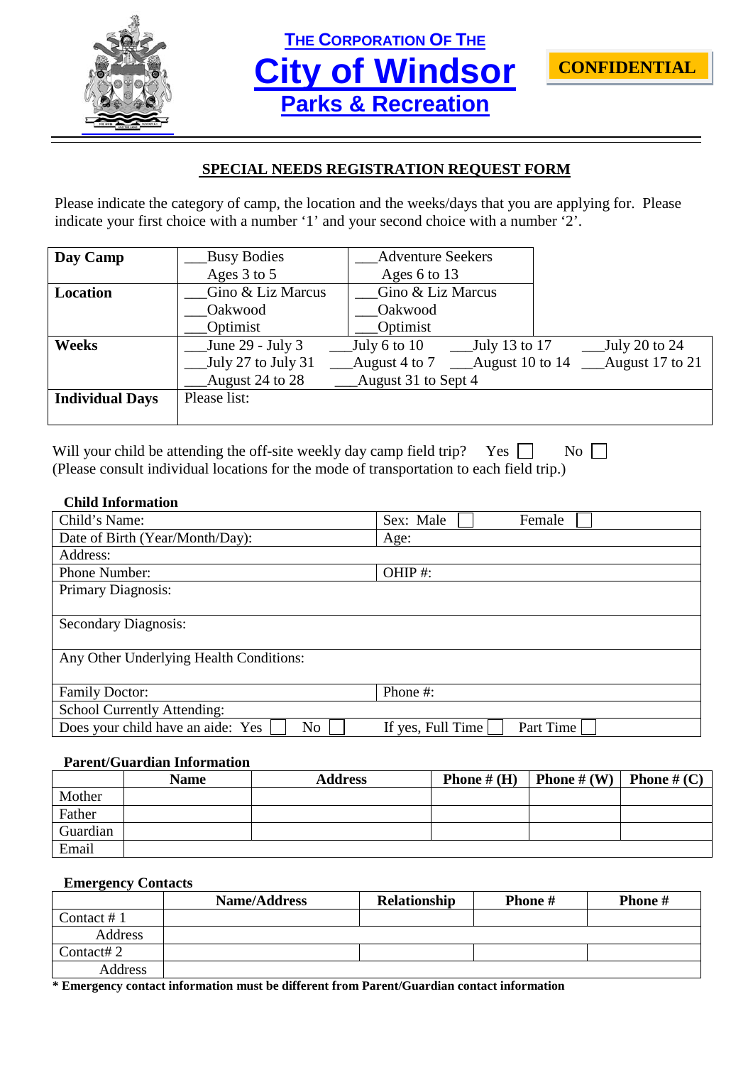**THE CORPORATION OF THE**

# City of Windsor

## Parks & Recreation

**CONFIDENTIAL**

**SPECIAL NEEDS REGISTRATION REQUEST FORM**

Please indicate the category of camp, the location and the weeks/days that you are applying for. Please indicate your first choice with a number '1' and your second choice with a number '2'.

| | | | | |
|---|---|---|---|---|
| **Day Camp** | ___Busy Bodies<br>Ages 3 to 5 | ___Adventure Seekers<br>Ages 6 to 13 | | |
| **Location** | ___Gino & Liz Marcus<br>___Oakwood<br>___Optimist | ___Gino & Liz Marcus<br>___Oakwood<br>___Optimist | | |
| **Weeks** | ___June 29 - July 3<br>___July 27 to July 31<br>___August 24 to 28 | ___July 6 to 10<br>___August 4 to 7<br>___August 31 to Sept 4 | ___July 13 to 17<br>___August 10 to 14 | ___July 20 to 24<br>___August 17 to 21 |
| **Individual Days** | Please list: | | | |

Will your child be attending the off-site weekly day camp field trip? Yes ☐ No ☐
(Please consult individual locations for the mode of transportation to each field trip.)

**Child Information**

| | |
|---|---|
| Child's Name: | Sex: Male ☐ Female ☐ |
| Date of Birth (Year/Month/Day): | Age: |
| Address: | |
| Phone Number: | OHIP #: |
| Primary Diagnosis: | |
| Secondary Diagnosis: | |
| Any Other Underlying Health Conditions: | |
| Family Doctor: | Phone #: |
| School Currently Attending: | |
| Does your child have an aide: Yes ☐ No ☐ | If yes, Full Time ☐ Part Time ☐ |

**Parent/Guardian Information**

| | Name | Address | Phone # (H) | Phone # (W) | Phone # (C) |
|---|---|---|---|---|---|
| Mother | | | | | |
| Father | | | | | |
| Guardian | | | | | |
| Email | | | | | |

**Emergency Contacts**

| | Name/Address | Relationship | Phone # | Phone # |
|---|---|---|---|---|
| Contact # 1 | | | | |
| Address | | | | |
| Contact# 2 | | | | |
| Address | | | | |

**\* Emergency contact information must be different from Parent/Guardian contact information**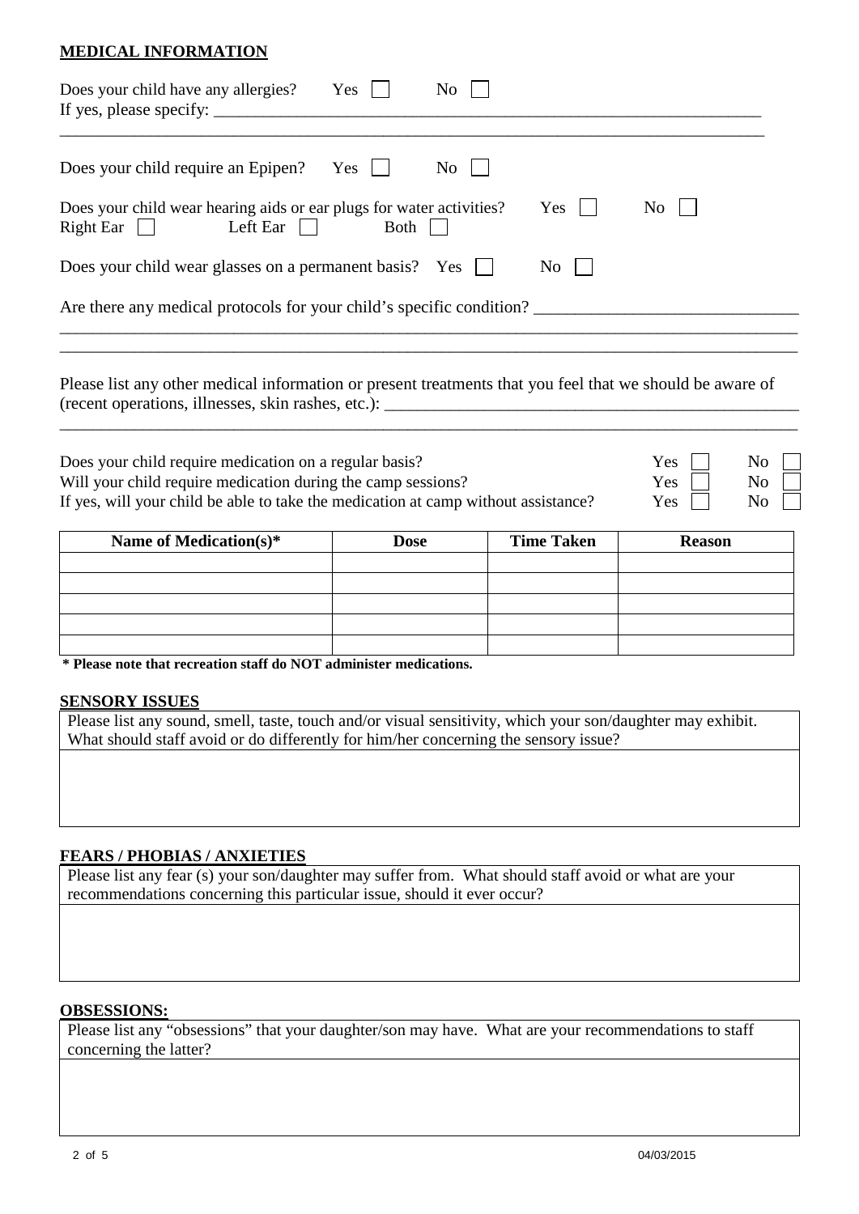**MEDICAL INFORMATION**

Does your child have any allergies? Yes ☐ No ☐
If yes, please specify: ______________________________________________________________________
__________________________________________________________________________________________

Does your child require an Epipen? Yes ☐ No ☐

Does your child wear hearing aids or ear plugs for water activities? Yes ☐ No ☐
Right Ear ☐ Left Ear ☐ Both ☐

Does your child wear glasses on a permanent basis? Yes ☐ No ☐

Are there any medical protocols for your child's specific condition? ______________________________
__________________________________________________________________________________________
__________________________________________________________________________________________

Please list any other medical information or present treatments that you feel that we should be aware of (recent operations, illnesses, skin rashes, etc.): ___________________________________________________
__________________________________________________________________________________________

Does your child require medication on a regular basis? Yes ☐ No ☐
Will your child require medication during the camp sessions? Yes ☐ No ☐
If yes, will your child be able to take the medication at camp without assistance? Yes ☐ No ☐

| Name of Medication(s)* | Dose | Time Taken | Reason |
|---|---|---|---|
| | | | |
| | | | |
| | | | |
| | | | |
| | | | |

**\* Please note that recreation staff do NOT administer medications.**

**SENSORY ISSUES**

| Please list any sound, smell, taste, touch and/or visual sensitivity, which your son/daughter may exhibit. What should staff avoid or do differently for him/her concerning the sensory issue? |
|---|
| |

**FEARS / PHOBIAS / ANXIETIES**

| Please list any fear (s) your son/daughter may suffer from. What should staff avoid or what are your recommendations concerning this particular issue, should it ever occur? |
|---|
| |

**OBSESSIONS:**

| Please list any "obsessions" that your daughter/son may have. What are your recommendations to staff concerning the latter? |
|---|
| |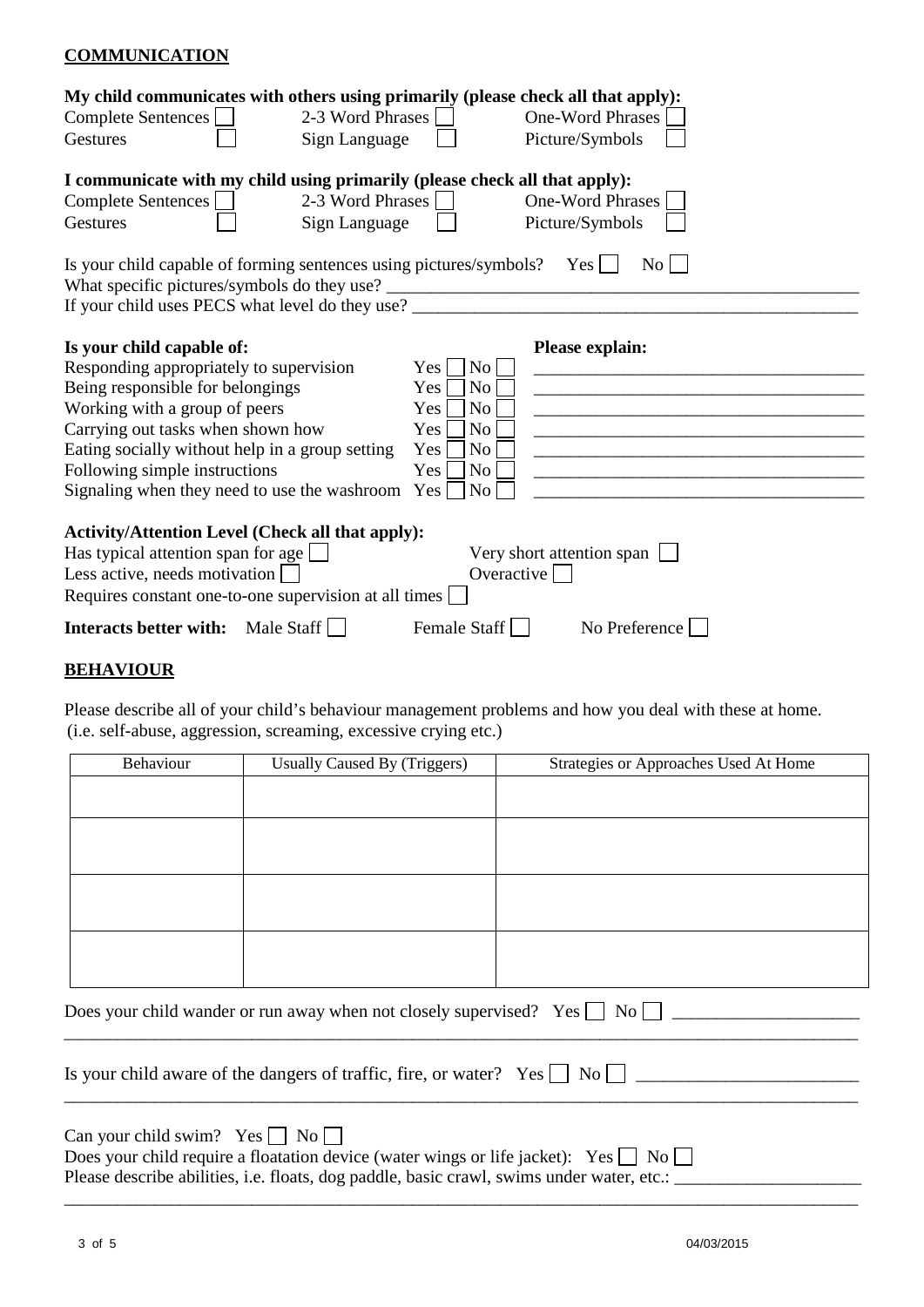## COMMUNICATION

**My child communicates with others using primarily (please check all that apply):**

Complete Sentences ☐ 2-3 Word Phrases ☐ One-Word Phrases ☐
Gestures ☐ Sign Language ☐ Picture/Symbols ☐

**I communicate with my child using primarily (please check all that apply):**

Complete Sentences ☐ 2-3 Word Phrases ☐ One-Word Phrases ☐
Gestures ☐ Sign Language ☐ Picture/Symbols ☐

Is your child capable of forming sentences using pictures/symbols? Yes ☐ No ☐

What specific pictures/symbols do they use? ____________________________________________

If your child uses PECS what level do they use? ____________________________________________

| Is your child capable of: | | Please explain: |
|---|---|---|
| Responding appropriately to supervision | Yes ☐ No ☐ | ______________________ |
| Being responsible for belongings | Yes ☐ No ☐ | ______________________ |
| Working with a group of peers | Yes ☐ No ☐ | ______________________ |
| Carrying out tasks when shown how | Yes ☐ No ☐ | ______________________ |
| Eating socially without help in a group setting | Yes ☐ No ☐ | ______________________ |
| Following simple instructions | Yes ☐ No ☐ | ______________________ |
| Signaling when they need to use the washroom | Yes ☐ No ☐ | ______________________ |

**Activity/Attention Level (Check all that apply):**

Has typical attention span for age ☐ Very short attention span ☐
Less active, needs motivation ☐ Overactive ☐
Requires constant one-to-one supervision at all times ☐

**Interacts better with:** Male Staff ☐ Female Staff ☐ No Preference ☐

## BEHAVIOUR

Please describe all of your child's behaviour management problems and how you deal with these at home.
(i.e. self-abuse, aggression, screaming, excessive crying etc.)

| Behaviour | Usually Caused By (Triggers) | Strategies or Approaches Used At Home |
|---|---|---|
| | | |
| | | |
| | | |
| | | |

Does your child wander or run away when not closely supervised? Yes ☐ No ☐ ____________________
____________________________________________________________________________________

Is your child aware of the dangers of traffic, fire, or water? Yes ☐ No ☐ ________________________
____________________________________________________________________________________

Can your child swim? Yes ☐ No ☐

Does your child require a floatation device (water wings or life jacket): Yes ☐ No ☐

Please describe abilities, i.e. floats, dog paddle, basic crawl, swims under water, etc.: ____________________
____________________________________________________________________________________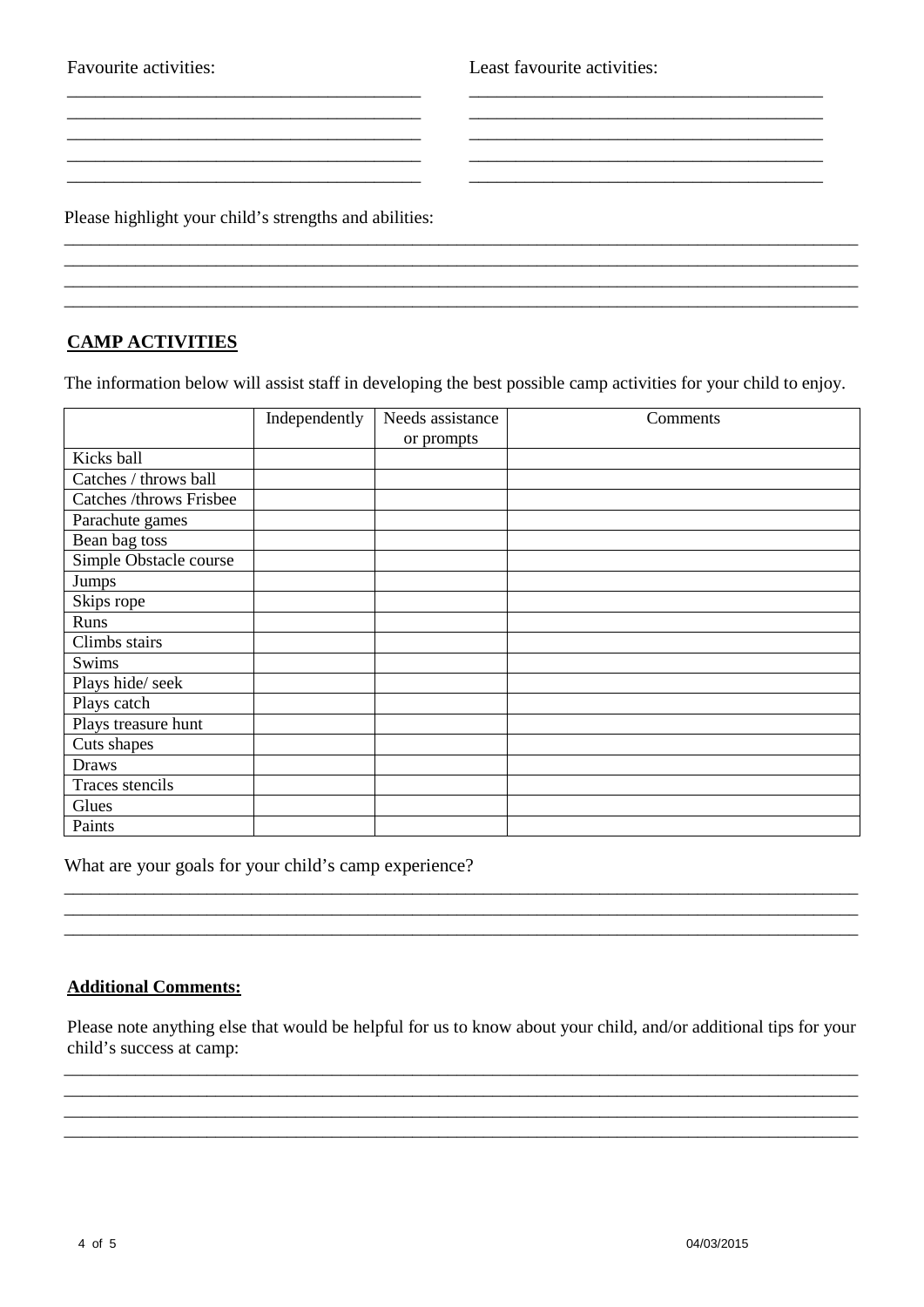Favourite activities:

_______________________________________
_______________________________________
_______________________________________
_______________________________________
_______________________________________

Least favourite activities:

_______________________________________
_______________________________________
_______________________________________
_______________________________________
_______________________________________

Please highlight your child's strengths and abilities:

_______________________________________________________________________________________
_______________________________________________________________________________________
_______________________________________________________________________________________
_______________________________________________________________________________________

## CAMP ACTIVITIES

The information below will assist staff in developing the best possible camp activities for your child to enjoy.

| | Independently | Needs assistance or prompts | Comments |
|---|---|---|---|
| Kicks ball | | | |
| Catches / throws ball | | | |
| Catches /throws Frisbee | | | |
| Parachute games | | | |
| Bean bag toss | | | |
| Simple Obstacle course | | | |
| Jumps | | | |
| Skips rope | | | |
| Runs | | | |
| Climbs stairs | | | |
| Swims | | | |
| Plays hide/ seek | | | |
| Plays catch | | | |
| Plays treasure hunt | | | |
| Cuts shapes | | | |
| Draws | | | |
| Traces stencils | | | |
| Glues | | | |
| Paints | | | |

What are your goals for your child's camp experience?

_______________________________________________________________________________________
_______________________________________________________________________________________
_______________________________________________________________________________________

## Additional Comments:

Please note anything else that would be helpful for us to know about your child, and/or additional tips for your child's success at camp:

_______________________________________________________________________________________
_______________________________________________________________________________________
_______________________________________________________________________________________
_______________________________________________________________________________________

04/03/2015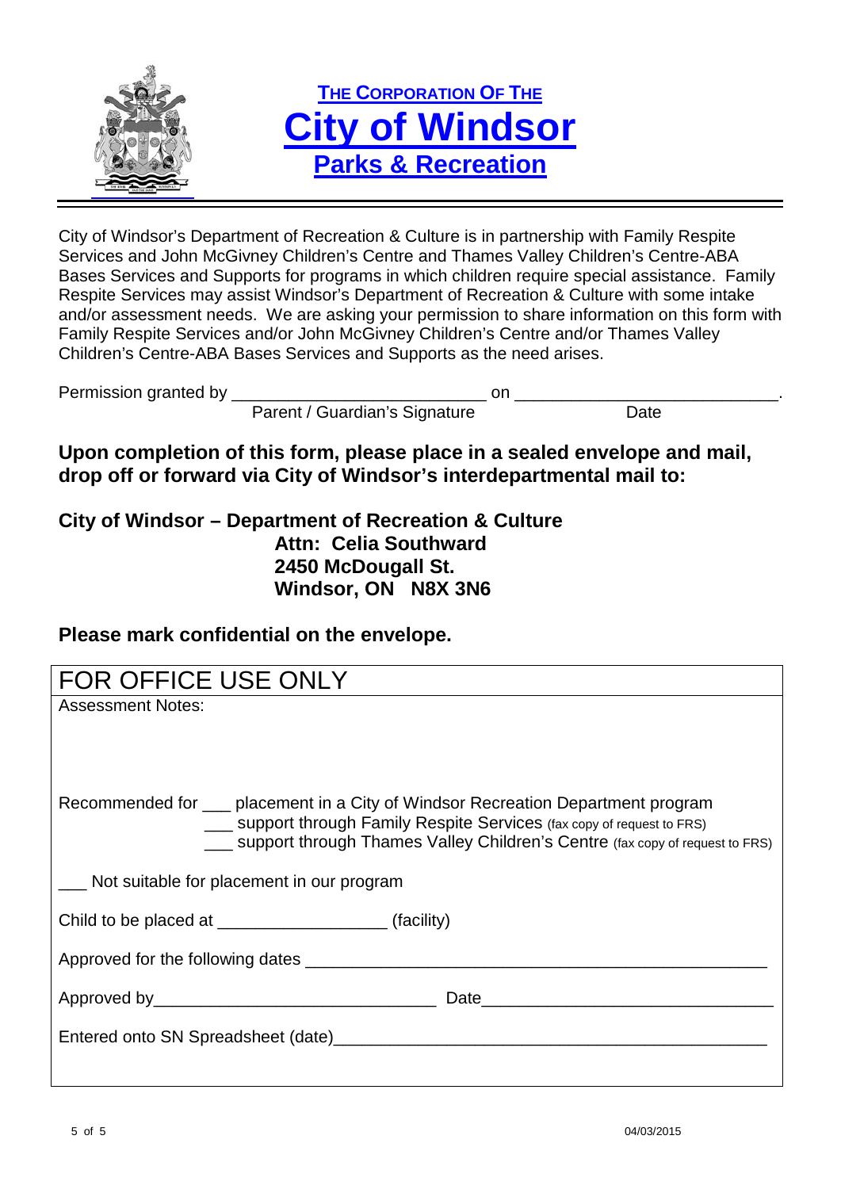**THE CORPORATION OF THE**

# City of Windsor

## Parks & Recreation

City of Windsor's Department of Recreation & Culture is in partnership with Family Respite Services and John McGivney Children's Centre and Thames Valley Children's Centre-ABA Bases Services and Supports for programs in which children require special assistance. Family Respite Services may assist Windsor's Department of Recreation & Culture with some intake and/or assessment needs. We are asking your permission to share information on this form with Family Respite Services and/or John McGivney Children's Centre and/or Thames Valley Children's Centre-ABA Bases Services and Supports as the need arises.

Permission granted by ___________________________ on ____________________________.
Parent / Guardian's Signature                                        Date

**Upon completion of this form, please place in a sealed envelope and mail, drop off or forward via City of Windsor's interdepartmental mail to:**

**City of Windsor – Department of Recreation & Culture**
**Attn: Celia Southward**
**2450 McDougall St.**
**Windsor, ON N8X 3N6**

**Please mark confidential on the envelope.**

## FOR OFFICE USE ONLY

Assessment Notes:

Recommended for ___ placement in a City of Windsor Recreation Department program
___ support through Family Respite Services (fax copy of request to FRS)
___ support through Thames Valley Children's Centre (fax copy of request to FRS)

___ Not suitable for placement in our program

Child to be placed at __________________ (facility)

Approved for the following dates ___________________________________________________

Approved by______________________________ Date_______________________________

Entered onto SN Spreadsheet (date)_____________________________________________

04/03/2015